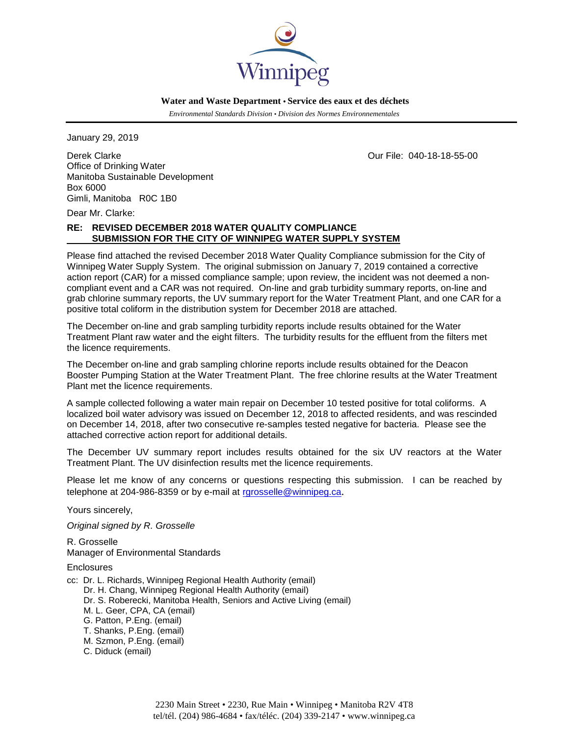Winnipeg

**Water and Waste Department • Service des eaux et des déchets**

*Environmental Standards Division • Division des Normes Environnementales*

January 29, 2019

Derek Clarke
Office of Drinking Water
Manitoba Sustainable Development
Box 6000
Gimli, Manitoba R0C 1B0

Our File: 040-18-18-55-00

Dear Mr. Clarke:

**RE: REVISED DECEMBER 2018 WATER QUALITY COMPLIANCE SUBMISSION FOR THE CITY OF WINNIPEG WATER SUPPLY SYSTEM**

Please find attached the revised December 2018 Water Quality Compliance submission for the City of Winnipeg Water Supply System. The original submission on January 7, 2019 contained a corrective action report (CAR) for a missed compliance sample; upon review, the incident was not deemed a non-compliant event and a CAR was not required. On-line and grab turbidity summary reports, on-line and grab chlorine summary reports, the UV summary report for the Water Treatment Plant, and one CAR for a positive total coliform in the distribution system for December 2018 are attached.

The December on-line and grab sampling turbidity reports include results obtained for the Water Treatment Plant raw water and the eight filters. The turbidity results for the effluent from the filters met the licence requirements.

The December on-line and grab sampling chlorine reports include results obtained for the Deacon Booster Pumping Station at the Water Treatment Plant. The free chlorine results at the Water Treatment Plant met the licence requirements.

A sample collected following a water main repair on December 10 tested positive for total coliforms. A localized boil water advisory was issued on December 12, 2018 to affected residents, and was rescinded on December 14, 2018, after two consecutive re-samples tested negative for bacteria. Please see the attached corrective action report for additional details.

The December UV summary report includes results obtained for the six UV reactors at the Water Treatment Plant. The UV disinfection results met the licence requirements.

Please let me know of any concerns or questions respecting this submission. I can be reached by telephone at 204-986-8359 or by e-mail at rgrosselle@winnipeg.ca.

Yours sincerely,

*Original signed by R. Grosselle*

R. Grosselle
Manager of Environmental Standards

Enclosures

cc: Dr. L. Richards, Winnipeg Regional Health Authority (email)
Dr. H. Chang, Winnipeg Regional Health Authority (email)
Dr. S. Roberecki, Manitoba Health, Seniors and Active Living (email)
M. L. Geer, CPA, CA (email)
G. Patton, P.Eng. (email)
T. Shanks, P.Eng. (email)
M. Szmon, P.Eng. (email)
C. Diduck (email)

2230 Main Street • 2230, Rue Main • Winnipeg • Manitoba R2V 4T8
tel/tél. (204) 986-4684 • fax/téléc. (204) 339-2147 • www.winnipeg.ca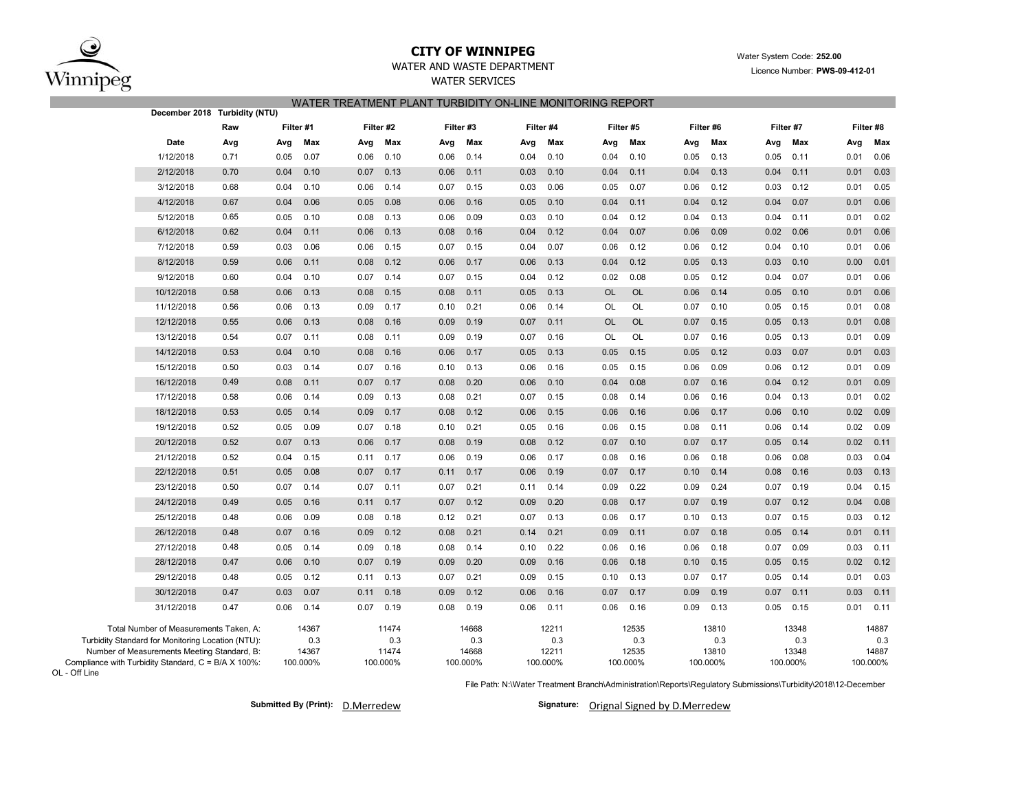# CITY OF WINNIPEG

WATER AND WASTE DEPARTMENT

WATER SERVICES

Water System Code: **252.00**

Licence Number: **PWS-09-412-01**

## WATER TREATMENT PLANT TURBIDITY ON-LINE MONITORING REPORT

**December 2018 Turbidity (NTU)**

| Date | Raw | Filter #1 | | Filter #2 | | Filter #3 | | Filter #4 | | Filter #5 | | Filter #6 | | Filter #7 | | Filter #8 | |
|---|---|---|---|---|---|---|---|---|---|---|---|---|---|---|---|---|---|
| | Avg | Avg | Max | Avg | Max | Avg | Max | Avg | Max | Avg | Max | Avg | Max | Avg | Max | Avg | Max |
| 1/12/2018 | 0.71 | 0.05 | 0.07 | 0.06 | 0.10 | 0.06 | 0.14 | 0.04 | 0.10 | 0.04 | 0.10 | 0.05 | 0.13 | 0.05 | 0.11 | 0.01 | 0.06 |
| 2/12/2018 | 0.70 | 0.04 | 0.10 | 0.07 | 0.13 | 0.06 | 0.11 | 0.03 | 0.10 | 0.04 | 0.11 | 0.04 | 0.13 | 0.04 | 0.11 | 0.01 | 0.03 |
| 3/12/2018 | 0.68 | 0.04 | 0.10 | 0.06 | 0.14 | 0.07 | 0.15 | 0.03 | 0.06 | 0.05 | 0.07 | 0.06 | 0.12 | 0.03 | 0.12 | 0.01 | 0.05 |
| 4/12/2018 | 0.67 | 0.04 | 0.06 | 0.05 | 0.08 | 0.06 | 0.16 | 0.05 | 0.10 | 0.04 | 0.11 | 0.04 | 0.12 | 0.04 | 0.07 | 0.01 | 0.06 |
| 5/12/2018 | 0.65 | 0.05 | 0.10 | 0.08 | 0.13 | 0.06 | 0.09 | 0.03 | 0.10 | 0.04 | 0.12 | 0.04 | 0.13 | 0.04 | 0.11 | 0.01 | 0.02 |
| 6/12/2018 | 0.62 | 0.04 | 0.11 | 0.06 | 0.13 | 0.08 | 0.16 | 0.04 | 0.12 | 0.04 | 0.07 | 0.06 | 0.09 | 0.02 | 0.06 | 0.01 | 0.06 |
| 7/12/2018 | 0.59 | 0.03 | 0.06 | 0.06 | 0.15 | 0.07 | 0.15 | 0.04 | 0.07 | 0.06 | 0.12 | 0.06 | 0.12 | 0.04 | 0.10 | 0.01 | 0.06 |
| 8/12/2018 | 0.59 | 0.06 | 0.11 | 0.08 | 0.12 | 0.06 | 0.17 | 0.06 | 0.13 | 0.04 | 0.12 | 0.05 | 0.13 | 0.03 | 0.10 | 0.00 | 0.01 |
| 9/12/2018 | 0.60 | 0.04 | 0.10 | 0.07 | 0.14 | 0.07 | 0.15 | 0.04 | 0.12 | 0.02 | 0.08 | 0.05 | 0.12 | 0.04 | 0.07 | 0.01 | 0.06 |
| 10/12/2018 | 0.58 | 0.06 | 0.13 | 0.08 | 0.15 | 0.08 | 0.11 | 0.05 | 0.13 | OL | OL | 0.06 | 0.14 | 0.05 | 0.10 | 0.01 | 0.06 |
| 11/12/2018 | 0.56 | 0.06 | 0.13 | 0.09 | 0.17 | 0.10 | 0.21 | 0.06 | 0.14 | OL | OL | 0.07 | 0.10 | 0.05 | 0.15 | 0.01 | 0.08 |
| 12/12/2018 | 0.55 | 0.06 | 0.13 | 0.08 | 0.16 | 0.09 | 0.19 | 0.07 | 0.11 | OL | OL | 0.07 | 0.15 | 0.05 | 0.13 | 0.01 | 0.08 |
| 13/12/2018 | 0.54 | 0.07 | 0.11 | 0.08 | 0.11 | 0.09 | 0.19 | 0.07 | 0.16 | OL | OL | 0.07 | 0.16 | 0.05 | 0.13 | 0.01 | 0.09 |
| 14/12/2018 | 0.53 | 0.04 | 0.10 | 0.08 | 0.16 | 0.06 | 0.17 | 0.05 | 0.13 | 0.05 | 0.15 | 0.05 | 0.12 | 0.03 | 0.07 | 0.01 | 0.03 |
| 15/12/2018 | 0.50 | 0.03 | 0.14 | 0.07 | 0.16 | 0.10 | 0.13 | 0.06 | 0.16 | 0.05 | 0.15 | 0.06 | 0.09 | 0.06 | 0.12 | 0.01 | 0.09 |
| 16/12/2018 | 0.49 | 0.08 | 0.11 | 0.07 | 0.17 | 0.08 | 0.20 | 0.06 | 0.10 | 0.04 | 0.08 | 0.07 | 0.16 | 0.04 | 0.12 | 0.01 | 0.09 |
| 17/12/2018 | 0.58 | 0.06 | 0.14 | 0.09 | 0.13 | 0.08 | 0.21 | 0.07 | 0.15 | 0.08 | 0.14 | 0.06 | 0.16 | 0.04 | 0.13 | 0.01 | 0.02 |
| 18/12/2018 | 0.53 | 0.05 | 0.14 | 0.09 | 0.17 | 0.08 | 0.12 | 0.06 | 0.15 | 0.06 | 0.16 | 0.06 | 0.17 | 0.06 | 0.10 | 0.02 | 0.09 |
| 19/12/2018 | 0.52 | 0.05 | 0.09 | 0.07 | 0.18 | 0.10 | 0.21 | 0.05 | 0.16 | 0.06 | 0.15 | 0.08 | 0.11 | 0.06 | 0.14 | 0.02 | 0.09 |
| 20/12/2018 | 0.52 | 0.07 | 0.13 | 0.06 | 0.17 | 0.08 | 0.19 | 0.08 | 0.12 | 0.07 | 0.10 | 0.07 | 0.17 | 0.05 | 0.14 | 0.02 | 0.11 |
| 21/12/2018 | 0.52 | 0.04 | 0.15 | 0.11 | 0.17 | 0.06 | 0.19 | 0.06 | 0.17 | 0.08 | 0.16 | 0.06 | 0.18 | 0.06 | 0.08 | 0.03 | 0.04 |
| 22/12/2018 | 0.51 | 0.05 | 0.08 | 0.07 | 0.17 | 0.11 | 0.17 | 0.06 | 0.19 | 0.07 | 0.17 | 0.10 | 0.14 | 0.08 | 0.16 | 0.03 | 0.13 |
| 23/12/2018 | 0.50 | 0.07 | 0.14 | 0.07 | 0.11 | 0.07 | 0.21 | 0.11 | 0.14 | 0.09 | 0.22 | 0.09 | 0.24 | 0.07 | 0.19 | 0.04 | 0.15 |
| 24/12/2018 | 0.49 | 0.05 | 0.16 | 0.11 | 0.17 | 0.07 | 0.12 | 0.09 | 0.20 | 0.08 | 0.17 | 0.07 | 0.19 | 0.07 | 0.12 | 0.04 | 0.08 |
| 25/12/2018 | 0.48 | 0.06 | 0.09 | 0.08 | 0.18 | 0.12 | 0.21 | 0.07 | 0.13 | 0.06 | 0.17 | 0.10 | 0.13 | 0.07 | 0.15 | 0.03 | 0.12 |
| 26/12/2018 | 0.48 | 0.07 | 0.16 | 0.09 | 0.12 | 0.08 | 0.21 | 0.14 | 0.21 | 0.09 | 0.11 | 0.07 | 0.18 | 0.05 | 0.14 | 0.01 | 0.11 |
| 27/12/2018 | 0.48 | 0.05 | 0.14 | 0.09 | 0.18 | 0.08 | 0.14 | 0.10 | 0.22 | 0.06 | 0.16 | 0.06 | 0.18 | 0.07 | 0.09 | 0.03 | 0.11 |
| 28/12/2018 | 0.47 | 0.06 | 0.10 | 0.07 | 0.19 | 0.09 | 0.20 | 0.09 | 0.16 | 0.06 | 0.18 | 0.10 | 0.15 | 0.05 | 0.15 | 0.02 | 0.12 |
| 29/12/2018 | 0.48 | 0.05 | 0.12 | 0.11 | 0.13 | 0.07 | 0.21 | 0.09 | 0.15 | 0.10 | 0.13 | 0.07 | 0.17 | 0.05 | 0.14 | 0.01 | 0.03 |
| 30/12/2018 | 0.47 | 0.03 | 0.07 | 0.11 | 0.18 | 0.09 | 0.12 | 0.06 | 0.16 | 0.07 | 0.17 | 0.09 | 0.19 | 0.07 | 0.11 | 0.03 | 0.11 |
| 31/12/2018 | 0.47 | 0.06 | 0.14 | 0.07 | 0.19 | 0.08 | 0.19 | 0.06 | 0.11 | 0.06 | 0.16 | 0.09 | 0.13 | 0.05 | 0.15 | 0.01 | 0.11 |

| | Filter #1 | Filter #2 | Filter #3 | Filter #4 | Filter #5 | Filter #6 | Filter #7 | Filter #8 |
|---|---|---|---|---|---|---|---|---|
| Total Number of Measurements Taken, A: | 14367 | 11474 | 14668 | 12211 | 12535 | 13810 | 13348 | 14887 |
| Turbidity Standard for Monitoring Location (NTU): | 0.3 | 0.3 | 0.3 | 0.3 | 0.3 | 0.3 | 0.3 | 0.3 |
| Number of Measurements Meeting Standard, B: | 14367 | 11474 | 14668 | 12211 | 12535 | 13810 | 13348 | 14887 |
| Compliance with Turbidity Standard, C = B/A X 100%: | 100.000% | 100.000% | 100.000% | 100.000% | 100.000% | 100.000% | 100.000% | 100.000% |

OL - Off Line

File Path: N:\Water Treatment Branch\Administration\Reports\Regulatory Submissions\Turbidity\2018\12-December

**Submitted By (Print):** D.Merredew

**Signature:** Orignal Signed by D.Merredew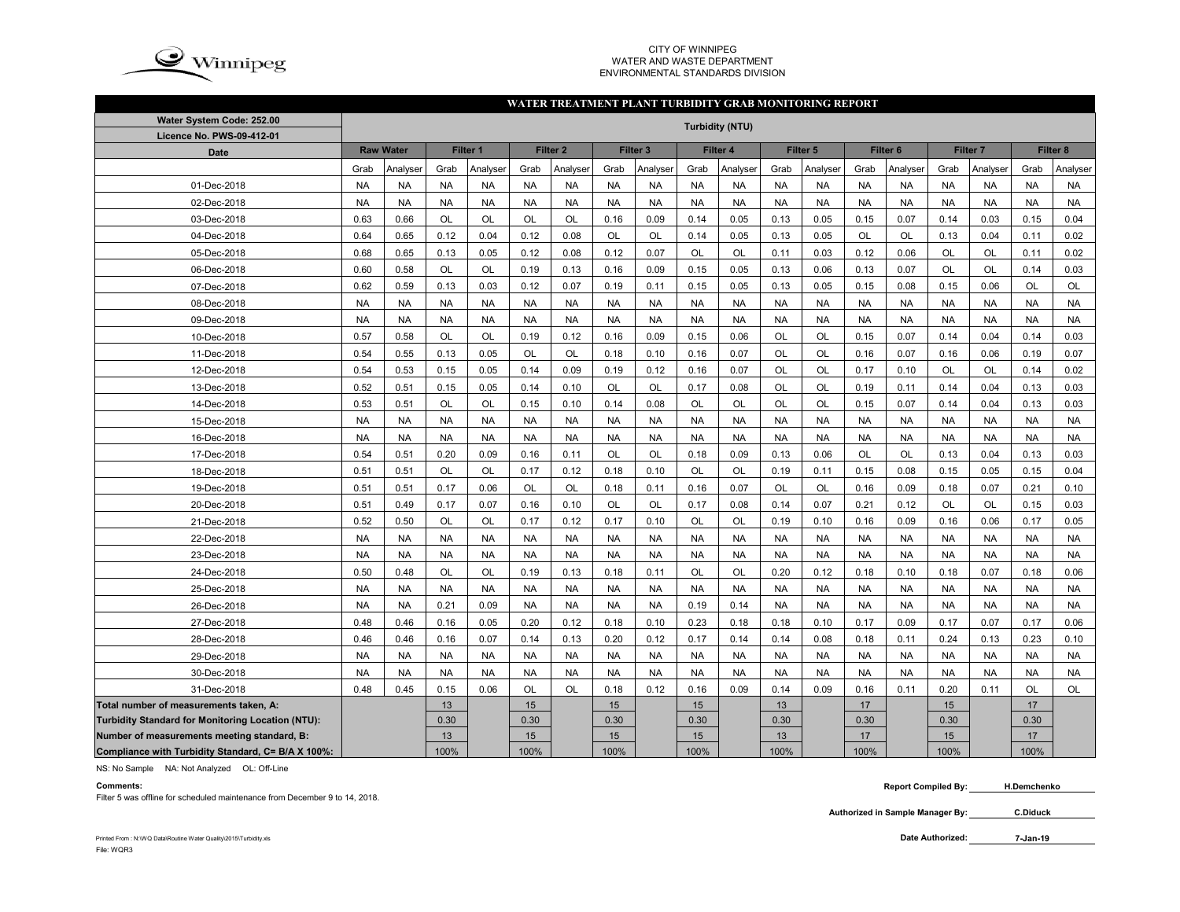CITY OF WINNIPEG
WATER AND WASTE DEPARTMENT
ENVIRONMENTAL STANDARDS DIVISION

## WATER TREATMENT PLANT TURBIDITY GRAB MONITORING REPORT

Water System Code: 252.00
Licence No. PWS-09-412-01

Turbidity (NTU)

| Date | Raw Water | | Filter 1 | | Filter 2 | | Filter 3 | | Filter 4 | | Filter 5 | | Filter 6 | | Filter 7 | | Filter 8 | |
|---|---|---|---|---|---|---|---|---|---|---|---|---|---|---|---|---|---|---|
| | Grab | Analyser | Grab | Analyser | Grab | Analyser | Grab | Analyser | Grab | Analyser | Grab | Analyser | Grab | Analyser | Grab | Analyser | Grab | Analyser |
| 01-Dec-2018 | NA | NA | NA | NA | NA | NA | NA | NA | NA | NA | NA | NA | NA | NA | NA | NA | NA | NA |
| 02-Dec-2018 | NA | NA | NA | NA | NA | NA | NA | NA | NA | NA | NA | NA | NA | NA | NA | NA | NA | NA |
| 03-Dec-2018 | 0.63 | 0.66 | OL | OL | OL | OL | 0.16 | 0.09 | 0.14 | 0.05 | 0.13 | 0.05 | 0.15 | 0.07 | 0.14 | 0.03 | 0.15 | 0.04 |
| 04-Dec-2018 | 0.64 | 0.65 | 0.12 | 0.04 | 0.12 | 0.08 | OL | OL | 0.14 | 0.05 | 0.13 | 0.05 | OL | OL | 0.13 | 0.04 | 0.11 | 0.02 |
| 05-Dec-2018 | 0.68 | 0.65 | 0.13 | 0.05 | 0.12 | 0.08 | 0.12 | 0.07 | OL | OL | 0.11 | 0.03 | 0.12 | 0.06 | OL | OL | 0.11 | 0.02 |
| 06-Dec-2018 | 0.60 | 0.58 | OL | OL | 0.19 | 0.13 | 0.16 | 0.09 | 0.15 | 0.05 | 0.13 | 0.06 | 0.13 | 0.07 | OL | OL | 0.14 | 0.03 |
| 07-Dec-2018 | 0.62 | 0.59 | 0.13 | 0.03 | 0.12 | 0.07 | 0.19 | 0.11 | 0.15 | 0.05 | 0.13 | 0.05 | 0.15 | 0.08 | 0.15 | 0.06 | OL | OL |
| 08-Dec-2018 | NA | NA | NA | NA | NA | NA | NA | NA | NA | NA | NA | NA | NA | NA | NA | NA | NA | NA |
| 09-Dec-2018 | NA | NA | NA | NA | NA | NA | NA | NA | NA | NA | NA | NA | NA | NA | NA | NA | NA | NA |
| 10-Dec-2018 | 0.57 | 0.58 | OL | OL | 0.19 | 0.12 | 0.16 | 0.09 | 0.15 | 0.06 | OL | OL | 0.15 | 0.07 | 0.14 | 0.04 | 0.14 | 0.03 |
| 11-Dec-2018 | 0.54 | 0.55 | 0.13 | 0.05 | OL | OL | 0.18 | 0.10 | 0.16 | 0.07 | OL | OL | 0.16 | 0.07 | 0.16 | 0.06 | 0.19 | 0.07 |
| 12-Dec-2018 | 0.54 | 0.53 | 0.15 | 0.05 | 0.14 | 0.09 | 0.19 | 0.12 | 0.16 | 0.07 | OL | OL | 0.17 | 0.10 | OL | OL | 0.14 | 0.02 |
| 13-Dec-2018 | 0.52 | 0.51 | 0.15 | 0.05 | 0.14 | 0.10 | OL | OL | 0.17 | 0.08 | OL | OL | 0.19 | 0.11 | 0.14 | 0.04 | 0.13 | 0.03 |
| 14-Dec-2018 | 0.53 | 0.51 | OL | OL | 0.15 | 0.10 | 0.14 | 0.08 | OL | OL | OL | OL | 0.15 | 0.07 | 0.14 | 0.04 | 0.13 | 0.03 |
| 15-Dec-2018 | NA | NA | NA | NA | NA | NA | NA | NA | NA | NA | NA | NA | NA | NA | NA | NA | NA | NA |
| 16-Dec-2018 | NA | NA | NA | NA | NA | NA | NA | NA | NA | NA | NA | NA | NA | NA | NA | NA | NA | NA |
| 17-Dec-2018 | 0.54 | 0.51 | 0.20 | 0.09 | 0.16 | 0.11 | OL | OL | 0.18 | 0.09 | 0.13 | 0.06 | OL | OL | 0.13 | 0.04 | 0.13 | 0.03 |
| 18-Dec-2018 | 0.51 | 0.51 | OL | OL | 0.17 | 0.12 | 0.18 | 0.10 | OL | OL | 0.19 | 0.11 | 0.15 | 0.08 | 0.15 | 0.05 | 0.15 | 0.04 |
| 19-Dec-2018 | 0.51 | 0.51 | 0.17 | 0.06 | OL | OL | 0.18 | 0.11 | 0.16 | 0.07 | OL | OL | 0.16 | 0.09 | 0.18 | 0.07 | 0.21 | 0.10 |
| 20-Dec-2018 | 0.51 | 0.49 | 0.17 | 0.07 | 0.16 | 0.10 | OL | OL | 0.17 | 0.08 | 0.14 | 0.07 | 0.21 | 0.12 | OL | OL | 0.15 | 0.03 |
| 21-Dec-2018 | 0.52 | 0.50 | OL | OL | 0.17 | 0.12 | 0.17 | 0.10 | OL | OL | 0.19 | 0.10 | 0.16 | 0.09 | 0.16 | 0.06 | 0.17 | 0.05 |
| 22-Dec-2018 | NA | NA | NA | NA | NA | NA | NA | NA | NA | NA | NA | NA | NA | NA | NA | NA | NA | NA |
| 23-Dec-2018 | NA | NA | NA | NA | NA | NA | NA | NA | NA | NA | NA | NA | NA | NA | NA | NA | NA | NA |
| 24-Dec-2018 | 0.50 | 0.48 | OL | OL | 0.19 | 0.13 | 0.18 | 0.11 | OL | OL | 0.20 | 0.12 | 0.18 | 0.10 | 0.18 | 0.07 | 0.18 | 0.06 |
| 25-Dec-2018 | NA | NA | NA | NA | NA | NA | NA | NA | NA | NA | NA | NA | NA | NA | NA | NA | NA | NA |
| 26-Dec-2018 | NA | NA | 0.21 | 0.09 | NA | NA | NA | NA | 0.19 | 0.14 | NA | NA | NA | NA | NA | NA | NA | NA |
| 27-Dec-2018 | 0.48 | 0.46 | 0.16 | 0.05 | 0.20 | 0.12 | 0.18 | 0.10 | 0.23 | 0.18 | 0.18 | 0.10 | 0.17 | 0.09 | 0.17 | 0.07 | 0.17 | 0.06 |
| 28-Dec-2018 | 0.46 | 0.46 | 0.16 | 0.07 | 0.14 | 0.13 | 0.20 | 0.12 | 0.17 | 0.14 | 0.14 | 0.08 | 0.18 | 0.11 | 0.24 | 0.13 | 0.23 | 0.10 |
| 29-Dec-2018 | NA | NA | NA | NA | NA | NA | NA | NA | NA | NA | NA | NA | NA | NA | NA | NA | NA | NA |
| 30-Dec-2018 | NA | NA | NA | NA | NA | NA | NA | NA | NA | NA | NA | NA | NA | NA | NA | NA | NA | NA |
| 31-Dec-2018 | 0.48 | 0.45 | 0.15 | 0.06 | OL | OL | 0.18 | 0.12 | 0.16 | 0.09 | 0.14 | 0.09 | 0.16 | 0.11 | 0.20 | 0.11 | OL | OL |
| Total number of measurements taken, A: | | | 13 | | 15 | | 15 | | 15 | | 13 | | 17 | | 15 | | 17 | |
| Turbidity Standard for Monitoring Location (NTU): | | | 0.30 | | 0.30 | | 0.30 | | 0.30 | | 0.30 | | 0.30 | | 0.30 | | 0.30 | |
| Number of measurements meeting standard, B: | | | 13 | | 15 | | 15 | | 15 | | 13 | | 17 | | 15 | | 17 | |
| Compliance with Turbidity Standard, C= B/A X 100%: | | | 100% | | 100% | | 100% | | 100% | | 100% | | 100% | | 100% | | 100% | |

NS: No Sample NA: Not Analyzed OL: Off-Line

**Comments:**
Filter 5 was offline for scheduled maintenance from December 9 to 14, 2018.

**Report Compiled By:** H.Demchenko

**Authorized in Sample Manager By:** C.Diduck

**Date Authorized:** 7-Jan-19

Printed From : N:\WQ Data\Routine Water Quality\2015\Turbidity.xls
File: WQR3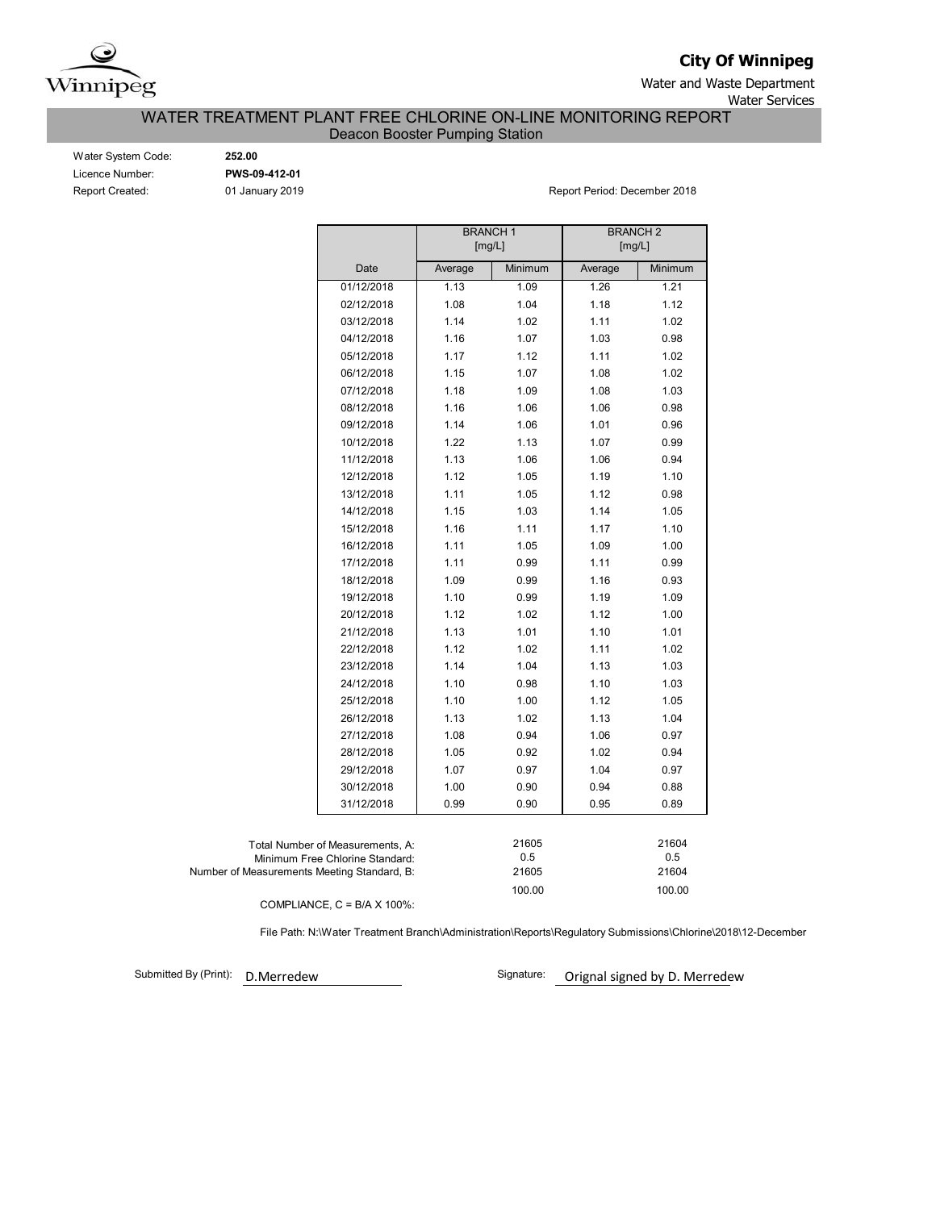**City Of Winnipeg**

Water and Waste Department

Water Services

# WATER TREATMENT PLANT FREE CHLORINE ON-LINE MONITORING REPORT

## Deacon Booster Pumping Station

Water System Code: **252.00**

Licence Number: **PWS-09-412-01**

Report Created: 01 January 2019

Report Period: December 2018

| | BRANCH 1 [mg/L] | | BRANCH 2 [mg/L] | |
|---|---|---|---|---|
| Date | Average | Minimum | Average | Minimum |
| 01/12/2018 | 1.13 | 1.09 | 1.26 | 1.21 |
| 02/12/2018 | 1.08 | 1.04 | 1.18 | 1.12 |
| 03/12/2018 | 1.14 | 1.02 | 1.11 | 1.02 |
| 04/12/2018 | 1.16 | 1.07 | 1.03 | 0.98 |
| 05/12/2018 | 1.17 | 1.12 | 1.11 | 1.02 |
| 06/12/2018 | 1.15 | 1.07 | 1.08 | 1.02 |
| 07/12/2018 | 1.18 | 1.09 | 1.08 | 1.03 |
| 08/12/2018 | 1.16 | 1.06 | 1.06 | 0.98 |
| 09/12/2018 | 1.14 | 1.06 | 1.01 | 0.96 |
| 10/12/2018 | 1.22 | 1.13 | 1.07 | 0.99 |
| 11/12/2018 | 1.13 | 1.06 | 1.06 | 0.94 |
| 12/12/2018 | 1.12 | 1.05 | 1.19 | 1.10 |
| 13/12/2018 | 1.11 | 1.05 | 1.12 | 0.98 |
| 14/12/2018 | 1.15 | 1.03 | 1.14 | 1.05 |
| 15/12/2018 | 1.16 | 1.11 | 1.17 | 1.10 |
| 16/12/2018 | 1.11 | 1.05 | 1.09 | 1.00 |
| 17/12/2018 | 1.11 | 0.99 | 1.11 | 0.99 |
| 18/12/2018 | 1.09 | 0.99 | 1.16 | 0.93 |
| 19/12/2018 | 1.10 | 0.99 | 1.19 | 1.09 |
| 20/12/2018 | 1.12 | 1.02 | 1.12 | 1.00 |
| 21/12/2018 | 1.13 | 1.01 | 1.10 | 1.01 |
| 22/12/2018 | 1.12 | 1.02 | 1.11 | 1.02 |
| 23/12/2018 | 1.14 | 1.04 | 1.13 | 1.03 |
| 24/12/2018 | 1.10 | 0.98 | 1.10 | 1.03 |
| 25/12/2018 | 1.10 | 1.00 | 1.12 | 1.05 |
| 26/12/2018 | 1.13 | 1.02 | 1.13 | 1.04 |
| 27/12/2018 | 1.08 | 0.94 | 1.06 | 0.97 |
| 28/12/2018 | 1.05 | 0.92 | 1.02 | 0.94 |
| 29/12/2018 | 1.07 | 0.97 | 1.04 | 0.97 |
| 30/12/2018 | 1.00 | 0.90 | 0.94 | 0.88 |
| 31/12/2018 | 0.99 | 0.90 | 0.95 | 0.89 |

| | Branch 1 | Branch 2 |
|---|---|---|
| Total Number of Measurements, A: | 21605 | 21604 |
| Minimum Free Chlorine Standard: | 0.5 | 0.5 |
| Number of Measurements Meeting Standard, B: | 21605 | 21604 |
| COMPLIANCE, C = B/A X 100%: | 100.00 | 100.00 |

File Path: N:\Water Treatment Branch\Administration\Reports\Regulatory Submissions\Chlorine\2018\12-December

Submitted By (Print): D.Merredew

Signature: Orignal signed by D. Merredew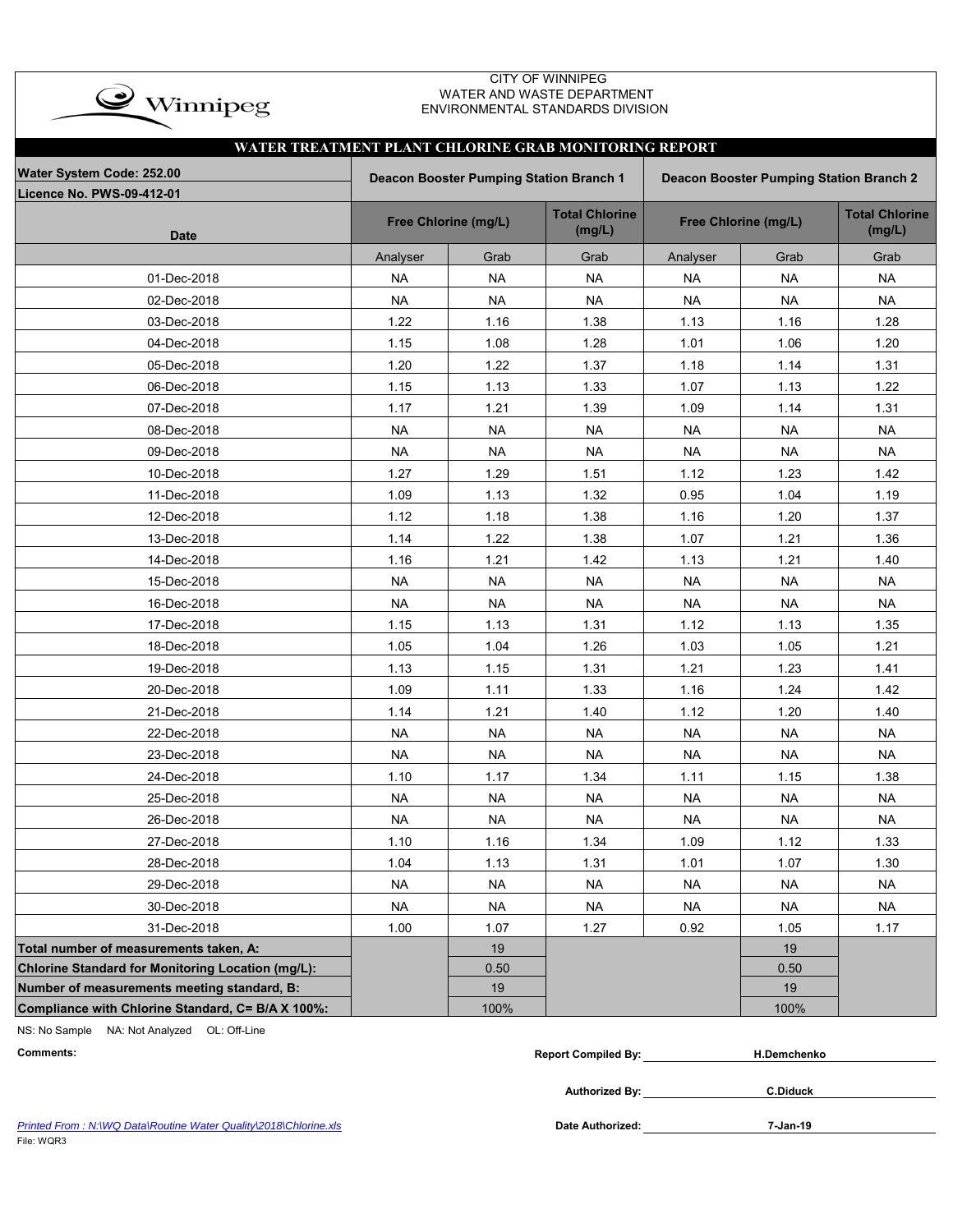CITY OF WINNIPEG
WATER AND WASTE DEPARTMENT
ENVIRONMENTAL STANDARDS DIVISION

## WATER TREATMENT PLANT CHLORINE GRAB MONITORING REPORT

| Water System Code: 252.00 / Licence No. PWS-09-412-01 | Deacon Booster Pumping Station Branch 1 | | | Deacon Booster Pumping Station Branch 2 | | |
|---|---|---|---|---|---|---|
| Date | Free Chlorine (mg/L) | | Total Chlorine (mg/L) | Free Chlorine (mg/L) | | Total Chlorine (mg/L) |
| | Analyser | Grab | Grab | Analyser | Grab | Grab |
| 01-Dec-2018 | NA | NA | NA | NA | NA | NA |
| 02-Dec-2018 | NA | NA | NA | NA | NA | NA |
| 03-Dec-2018 | 1.22 | 1.16 | 1.38 | 1.13 | 1.16 | 1.28 |
| 04-Dec-2018 | 1.15 | 1.08 | 1.28 | 1.01 | 1.06 | 1.20 |
| 05-Dec-2018 | 1.20 | 1.22 | 1.37 | 1.18 | 1.14 | 1.31 |
| 06-Dec-2018 | 1.15 | 1.13 | 1.33 | 1.07 | 1.13 | 1.22 |
| 07-Dec-2018 | 1.17 | 1.21 | 1.39 | 1.09 | 1.14 | 1.31 |
| 08-Dec-2018 | NA | NA | NA | NA | NA | NA |
| 09-Dec-2018 | NA | NA | NA | NA | NA | NA |
| 10-Dec-2018 | 1.27 | 1.29 | 1.51 | 1.12 | 1.23 | 1.42 |
| 11-Dec-2018 | 1.09 | 1.13 | 1.32 | 0.95 | 1.04 | 1.19 |
| 12-Dec-2018 | 1.12 | 1.18 | 1.38 | 1.16 | 1.20 | 1.37 |
| 13-Dec-2018 | 1.14 | 1.22 | 1.38 | 1.07 | 1.21 | 1.36 |
| 14-Dec-2018 | 1.16 | 1.21 | 1.42 | 1.13 | 1.21 | 1.40 |
| 15-Dec-2018 | NA | NA | NA | NA | NA | NA |
| 16-Dec-2018 | NA | NA | NA | NA | NA | NA |
| 17-Dec-2018 | 1.15 | 1.13 | 1.31 | 1.12 | 1.13 | 1.35 |
| 18-Dec-2018 | 1.05 | 1.04 | 1.26 | 1.03 | 1.05 | 1.21 |
| 19-Dec-2018 | 1.13 | 1.15 | 1.31 | 1.21 | 1.23 | 1.41 |
| 20-Dec-2018 | 1.09 | 1.11 | 1.33 | 1.16 | 1.24 | 1.42 |
| 21-Dec-2018 | 1.14 | 1.21 | 1.40 | 1.12 | 1.20 | 1.40 |
| 22-Dec-2018 | NA | NA | NA | NA | NA | NA |
| 23-Dec-2018 | NA | NA | NA | NA | NA | NA |
| 24-Dec-2018 | 1.10 | 1.17 | 1.34 | 1.11 | 1.15 | 1.38 |
| 25-Dec-2018 | NA | NA | NA | NA | NA | NA |
| 26-Dec-2018 | NA | NA | NA | NA | NA | NA |
| 27-Dec-2018 | 1.10 | 1.16 | 1.34 | 1.09 | 1.12 | 1.33 |
| 28-Dec-2018 | 1.04 | 1.13 | 1.31 | 1.01 | 1.07 | 1.30 |
| 29-Dec-2018 | NA | NA | NA | NA | NA | NA |
| 30-Dec-2018 | NA | NA | NA | NA | NA | NA |
| 31-Dec-2018 | 1.00 | 1.07 | 1.27 | 0.92 | 1.05 | 1.17 |
| **Total number of measurements taken, A:** | | 19 | | | 19 | |
| **Chlorine Standard for Monitoring Location (mg/L):** | | 0.50 | | | 0.50 | |
| **Number of measurements meeting standard, B:** | | 19 | | | 19 | |
| **Compliance with Chlorine Standard, C= B/A X 100%:** | | 100% | | | 100% | |

NS: No Sample NA: Not Analyzed OL: Off-Line

**Comments:**

**Report Compiled By:** H.Demchenko

**Authorized By:** C.Diduck

**Date Authorized:** 7-Jan-19

*Printed From : N:\WQ Data\Routine Water Quality\2018\Chlorine.xls*

File: WQR3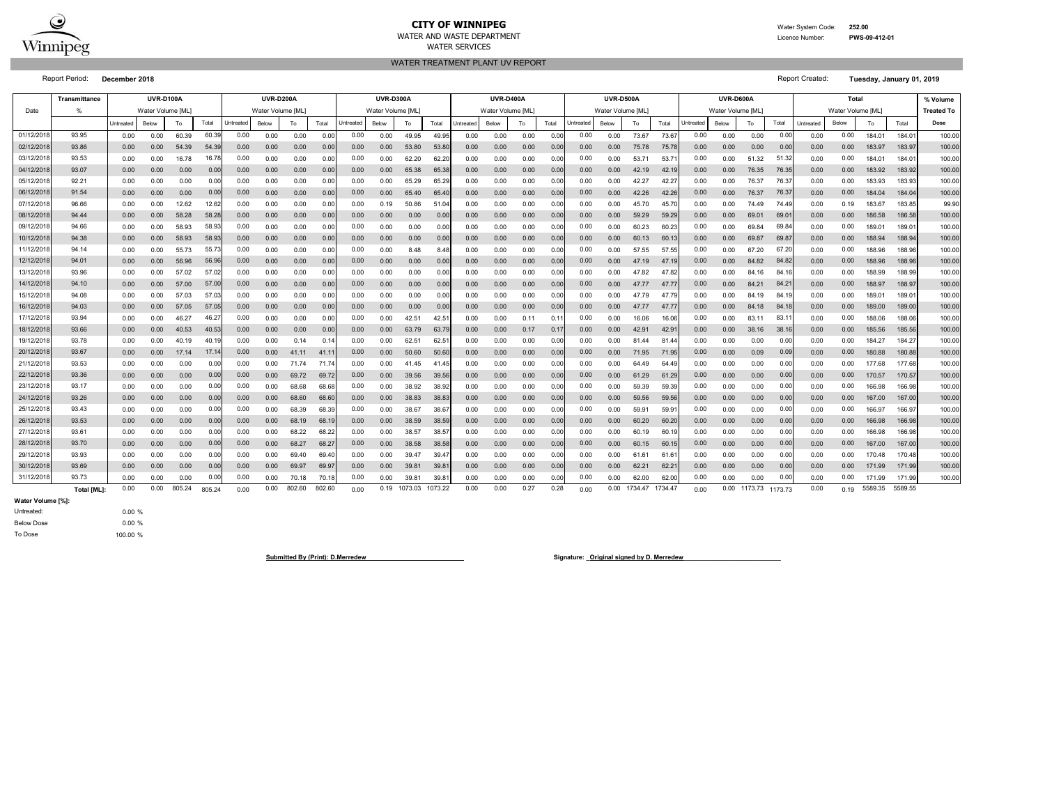**CITY OF WINNIPEG**
WATER AND WASTE DEPARTMENT
WATER SERVICES

Water System Code: **252.00**
Licence Number: **PWS-09-412-01**

## WATER TREATMENT PLANT UV REPORT

Report Period: **December 2018**

Report Created: **Tuesday, January 01, 2019**

| Date | Transmittance % | UVR-D100A Water Volume [ML] | | | | UVR-D200A Water Volume [ML] | | | | UVR-D300A Water Volume [ML] | | | | UVR-D400A Water Volume [ML] | | | | UVR-D500A Water Volume [ML] | | | | UVR-D600A Water Volume [ML] | | | | Total Water Volume [ML] | | | | % Volume Treated To Dose |
|---|---|---|---|---|---|---|---|---|---|---|---|---|---|---|---|---|---|---|---|---|---|---|---|---|---|---|---|---|---|---|---|---|
| | | Untreated | Below | To | Total | Untreated | Below | To | Total | Untreated | Below | To | Total | Untreated | Below | To | Total | Untreated | Below | To | Total | Untreated | Below | To | Total | Untreated | Below | To | Total | |
| 01/12/2018 | 93.95 | 0.00 | 0.00 | 60.39 | 60.39 | 0.00 | 0.00 | 0.00 | 0.00 | 0.00 | 0.00 | 49.95 | 49.95 | 0.00 | 0.00 | 0.00 | 0.00 | 0.00 | 0.00 | 73.67 | 73.67 | 0.00 | 0.00 | 0.00 | 0.00 | 0.00 | 0.00 | 184.01 | 184.01 | 100.00 |
| 02/12/2018 | 93.86 | 0.00 | 0.00 | 54.39 | 54.39 | 0.00 | 0.00 | 0.00 | 0.00 | 0.00 | 0.00 | 53.80 | 53.80 | 0.00 | 0.00 | 0.00 | 0.00 | 0.00 | 0.00 | 75.78 | 75.78 | 0.00 | 0.00 | 0.00 | 0.00 | 0.00 | 0.00 | 183.97 | 183.97 | 100.00 |
| 03/12/2018 | 93.53 | 0.00 | 0.00 | 16.78 | 16.78 | 0.00 | 0.00 | 0.00 | 0.00 | 0.00 | 0.00 | 62.20 | 62.20 | 0.00 | 0.00 | 0.00 | 0.00 | 0.00 | 0.00 | 53.71 | 53.71 | 0.00 | 0.00 | 51.32 | 51.32 | 0.00 | 0.00 | 184.01 | 184.01 | 100.00 |
| 04/12/2018 | 93.07 | 0.00 | 0.00 | 0.00 | 0.00 | 0.00 | 0.00 | 0.00 | 0.00 | 0.00 | 0.00 | 65.38 | 65.38 | 0.00 | 0.00 | 0.00 | 0.00 | 0.00 | 0.00 | 42.19 | 42.19 | 0.00 | 0.00 | 76.35 | 76.35 | 0.00 | 0.00 | 183.92 | 183.92 | 100.00 |
| 05/12/2018 | 92.21 | 0.00 | 0.00 | 0.00 | 0.00 | 0.00 | 0.00 | 0.00 | 0.00 | 0.00 | 0.00 | 65.29 | 65.29 | 0.00 | 0.00 | 0.00 | 0.00 | 0.00 | 0.00 | 42.27 | 42.27 | 0.00 | 0.00 | 76.37 | 76.37 | 0.00 | 0.00 | 183.93 | 183.93 | 100.00 |
| 06/12/2018 | 91.54 | 0.00 | 0.00 | 0.00 | 0.00 | 0.00 | 0.00 | 0.00 | 0.00 | 0.00 | 0.00 | 65.40 | 65.40 | 0.00 | 0.00 | 0.00 | 0.00 | 0.00 | 0.00 | 42.26 | 42.26 | 0.00 | 0.00 | 76.37 | 76.37 | 0.00 | 0.00 | 184.04 | 184.04 | 100.00 |
| 07/12/2018 | 96.66 | 0.00 | 0.00 | 12.62 | 12.62 | 0.00 | 0.00 | 0.00 | 0.00 | 0.00 | 0.19 | 50.86 | 51.04 | 0.00 | 0.00 | 0.00 | 0.00 | 0.00 | 0.00 | 45.70 | 45.70 | 0.00 | 0.00 | 74.49 | 74.49 | 0.00 | 0.19 | 183.67 | 183.85 | 99.90 |
| 08/12/2018 | 94.44 | 0.00 | 0.00 | 58.28 | 58.28 | 0.00 | 0.00 | 0.00 | 0.00 | 0.00 | 0.00 | 0.00 | 0.00 | 0.00 | 0.00 | 0.00 | 0.00 | 0.00 | 0.00 | 59.29 | 59.29 | 0.00 | 0.00 | 69.01 | 69.01 | 0.00 | 0.00 | 186.58 | 186.58 | 100.00 |
| 09/12/2018 | 94.66 | 0.00 | 0.00 | 58.93 | 58.93 | 0.00 | 0.00 | 0.00 | 0.00 | 0.00 | 0.00 | 0.00 | 0.00 | 0.00 | 0.00 | 0.00 | 0.00 | 0.00 | 0.00 | 60.23 | 60.23 | 0.00 | 0.00 | 69.84 | 69.84 | 0.00 | 0.00 | 189.01 | 189.01 | 100.00 |
| 10/12/2018 | 94.38 | 0.00 | 0.00 | 58.93 | 58.93 | 0.00 | 0.00 | 0.00 | 0.00 | 0.00 | 0.00 | 0.00 | 0.00 | 0.00 | 0.00 | 0.00 | 0.00 | 0.00 | 0.00 | 60.13 | 60.13 | 0.00 | 0.00 | 69.87 | 69.87 | 0.00 | 0.00 | 188.94 | 188.94 | 100.00 |
| 11/12/2018 | 94.14 | 0.00 | 0.00 | 55.73 | 55.73 | 0.00 | 0.00 | 0.00 | 0.00 | 0.00 | 0.00 | 8.48 | 8.48 | 0.00 | 0.00 | 0.00 | 0.00 | 0.00 | 0.00 | 57.55 | 57.55 | 0.00 | 0.00 | 67.20 | 67.20 | 0.00 | 0.00 | 188.96 | 188.96 | 100.00 |
| 12/12/2018 | 94.01 | 0.00 | 0.00 | 56.96 | 56.96 | 0.00 | 0.00 | 0.00 | 0.00 | 0.00 | 0.00 | 0.00 | 0.00 | 0.00 | 0.00 | 0.00 | 0.00 | 0.00 | 0.00 | 47.19 | 47.19 | 0.00 | 0.00 | 84.82 | 84.82 | 0.00 | 0.00 | 188.96 | 188.96 | 100.00 |
| 13/12/2018 | 93.96 | 0.00 | 0.00 | 57.02 | 57.02 | 0.00 | 0.00 | 0.00 | 0.00 | 0.00 | 0.00 | 0.00 | 0.00 | 0.00 | 0.00 | 0.00 | 0.00 | 0.00 | 0.00 | 47.82 | 47.82 | 0.00 | 0.00 | 84.16 | 84.16 | 0.00 | 0.00 | 188.99 | 188.99 | 100.00 |
| 14/12/2018 | 94.10 | 0.00 | 0.00 | 57.00 | 57.00 | 0.00 | 0.00 | 0.00 | 0.00 | 0.00 | 0.00 | 0.00 | 0.00 | 0.00 | 0.00 | 0.00 | 0.00 | 0.00 | 0.00 | 47.77 | 47.77 | 0.00 | 0.00 | 84.21 | 84.21 | 0.00 | 0.00 | 188.97 | 188.97 | 100.00 |
| 15/12/2018 | 94.08 | 0.00 | 0.00 | 57.03 | 57.03 | 0.00 | 0.00 | 0.00 | 0.00 | 0.00 | 0.00 | 0.00 | 0.00 | 0.00 | 0.00 | 0.00 | 0.00 | 0.00 | 0.00 | 47.79 | 47.79 | 0.00 | 0.00 | 84.19 | 84.19 | 0.00 | 0.00 | 189.01 | 189.01 | 100.00 |
| 16/12/2018 | 94.03 | 0.00 | 0.00 | 57.05 | 57.05 | 0.00 | 0.00 | 0.00 | 0.00 | 0.00 | 0.00 | 0.00 | 0.00 | 0.00 | 0.00 | 0.00 | 0.00 | 0.00 | 0.00 | 47.77 | 47.77 | 0.00 | 0.00 | 84.18 | 84.18 | 0.00 | 0.00 | 189.00 | 189.00 | 100.00 |
| 17/12/2018 | 93.94 | 0.00 | 0.00 | 46.27 | 46.27 | 0.00 | 0.00 | 0.00 | 0.00 | 0.00 | 0.00 | 42.51 | 42.51 | 0.00 | 0.00 | 0.11 | 0.11 | 0.00 | 0.00 | 16.06 | 16.06 | 0.00 | 0.00 | 83.11 | 83.11 | 0.00 | 0.00 | 188.06 | 188.06 | 100.00 |
| 18/12/2018 | 93.66 | 0.00 | 0.00 | 40.53 | 40.53 | 0.00 | 0.00 | 0.00 | 0.00 | 0.00 | 0.00 | 63.79 | 63.79 | 0.00 | 0.00 | 0.17 | 0.17 | 0.00 | 0.00 | 42.91 | 42.91 | 0.00 | 0.00 | 38.16 | 38.16 | 0.00 | 0.00 | 185.56 | 185.56 | 100.00 |
| 19/12/2018 | 93.78 | 0.00 | 0.00 | 40.19 | 40.19 | 0.00 | 0.00 | 0.14 | 0.14 | 0.00 | 0.00 | 62.51 | 62.51 | 0.00 | 0.00 | 0.00 | 0.00 | 0.00 | 0.00 | 81.44 | 81.44 | 0.00 | 0.00 | 0.00 | 0.00 | 0.00 | 0.00 | 184.27 | 184.27 | 100.00 |
| 20/12/2018 | 93.67 | 0.00 | 0.00 | 17.14 | 17.14 | 0.00 | 0.00 | 41.11 | 41.11 | 0.00 | 0.00 | 50.60 | 50.60 | 0.00 | 0.00 | 0.00 | 0.00 | 0.00 | 0.00 | 71.95 | 71.95 | 0.00 | 0.00 | 0.09 | 0.09 | 0.00 | 0.00 | 180.88 | 180.88 | 100.00 |
| 21/12/2018 | 93.53 | 0.00 | 0.00 | 0.00 | 0.00 | 0.00 | 0.00 | 71.74 | 71.74 | 0.00 | 0.00 | 41.45 | 41.45 | 0.00 | 0.00 | 0.00 | 0.00 | 0.00 | 0.00 | 64.49 | 64.49 | 0.00 | 0.00 | 0.00 | 0.00 | 0.00 | 0.00 | 177.68 | 177.68 | 100.00 |
| 22/12/2018 | 93.36 | 0.00 | 0.00 | 0.00 | 0.00 | 0.00 | 0.00 | 69.72 | 69.72 | 0.00 | 0.00 | 39.56 | 39.56 | 0.00 | 0.00 | 0.00 | 0.00 | 0.00 | 0.00 | 61.29 | 61.29 | 0.00 | 0.00 | 0.00 | 0.00 | 0.00 | 0.00 | 170.57 | 170.57 | 100.00 |
| 23/12/2018 | 93.17 | 0.00 | 0.00 | 0.00 | 0.00 | 0.00 | 0.00 | 68.68 | 68.68 | 0.00 | 0.00 | 38.92 | 38.92 | 0.00 | 0.00 | 0.00 | 0.00 | 0.00 | 0.00 | 59.39 | 59.39 | 0.00 | 0.00 | 0.00 | 0.00 | 0.00 | 0.00 | 166.98 | 166.98 | 100.00 |
| 24/12/2018 | 93.26 | 0.00 | 0.00 | 0.00 | 0.00 | 0.00 | 0.00 | 68.60 | 68.60 | 0.00 | 0.00 | 38.83 | 38.83 | 0.00 | 0.00 | 0.00 | 0.00 | 0.00 | 0.00 | 59.56 | 59.56 | 0.00 | 0.00 | 0.00 | 0.00 | 0.00 | 0.00 | 167.00 | 167.00 | 100.00 |
| 25/12/2018 | 93.43 | 0.00 | 0.00 | 0.00 | 0.00 | 0.00 | 0.00 | 68.39 | 68.39 | 0.00 | 0.00 | 38.67 | 38.67 | 0.00 | 0.00 | 0.00 | 0.00 | 0.00 | 0.00 | 59.91 | 59.91 | 0.00 | 0.00 | 0.00 | 0.00 | 0.00 | 0.00 | 166.97 | 166.97 | 100.00 |
| 26/12/2018 | 93.53 | 0.00 | 0.00 | 0.00 | 0.00 | 0.00 | 0.00 | 68.19 | 68.19 | 0.00 | 0.00 | 38.59 | 38.59 | 0.00 | 0.00 | 0.00 | 0.00 | 0.00 | 0.00 | 60.20 | 60.20 | 0.00 | 0.00 | 0.00 | 0.00 | 0.00 | 0.00 | 166.98 | 166.98 | 100.00 |
| 27/12/2018 | 93.61 | 0.00 | 0.00 | 0.00 | 0.00 | 0.00 | 0.00 | 68.22 | 68.22 | 0.00 | 0.00 | 38.57 | 38.57 | 0.00 | 0.00 | 0.00 | 0.00 | 0.00 | 0.00 | 60.19 | 60.19 | 0.00 | 0.00 | 0.00 | 0.00 | 0.00 | 0.00 | 166.98 | 166.98 | 100.00 |
| 28/12/2018 | 93.70 | 0.00 | 0.00 | 0.00 | 0.00 | 0.00 | 0.00 | 68.27 | 68.27 | 0.00 | 0.00 | 38.58 | 38.58 | 0.00 | 0.00 | 0.00 | 0.00 | 0.00 | 0.00 | 60.15 | 60.15 | 0.00 | 0.00 | 0.00 | 0.00 | 0.00 | 0.00 | 167.00 | 167.00 | 100.00 |
| 29/12/2018 | 93.93 | 0.00 | 0.00 | 0.00 | 0.00 | 0.00 | 0.00 | 69.40 | 69.40 | 0.00 | 0.00 | 39.47 | 39.47 | 0.00 | 0.00 | 0.00 | 0.00 | 0.00 | 0.00 | 61.61 | 61.61 | 0.00 | 0.00 | 0.00 | 0.00 | 0.00 | 0.00 | 170.48 | 170.48 | 100.00 |
| 30/12/2018 | 93.69 | 0.00 | 0.00 | 0.00 | 0.00 | 0.00 | 0.00 | 69.97 | 69.97 | 0.00 | 0.00 | 39.81 | 39.81 | 0.00 | 0.00 | 0.00 | 0.00 | 0.00 | 0.00 | 62.21 | 62.21 | 0.00 | 0.00 | 0.00 | 0.00 | 0.00 | 0.00 | 171.99 | 171.99 | 100.00 |
| 31/12/2018 | 93.73 | 0.00 | 0.00 | 0.00 | 0.00 | 0.00 | 0.00 | 70.18 | 70.18 | 0.00 | 0.00 | 39.81 | 39.81 | 0.00 | 0.00 | 0.00 | 0.00 | 0.00 | 0.00 | 62.00 | 62.00 | 0.00 | 0.00 | 0.00 | 0.00 | 0.00 | 0.00 | 171.99 | 171.99 | 100.00 |
| | **Total [ML]:** | 0.00 | 0.00 | 805.24 | 805.24 | 0.00 | 0.00 | 802.60 | 802.60 | 0.00 | 0.19 | 1073.03 | 1073.22 | 0.00 | 0.00 | 0.27 | 0.28 | 0.00 | 0.00 | 1734.47 | 1734.47 | 0.00 | 0.00 | 1173.73 | 1173.73 | 0.00 | 0.19 | 5589.35 | 5589.55 | |

**Water Volume [%]:**

Untreated: 0.00 %

Below Dose 0.00 %

To Dose 100.00 %

**Submitted By (Print): D.Merredew**

**Signature: Original signed by D. Merredew**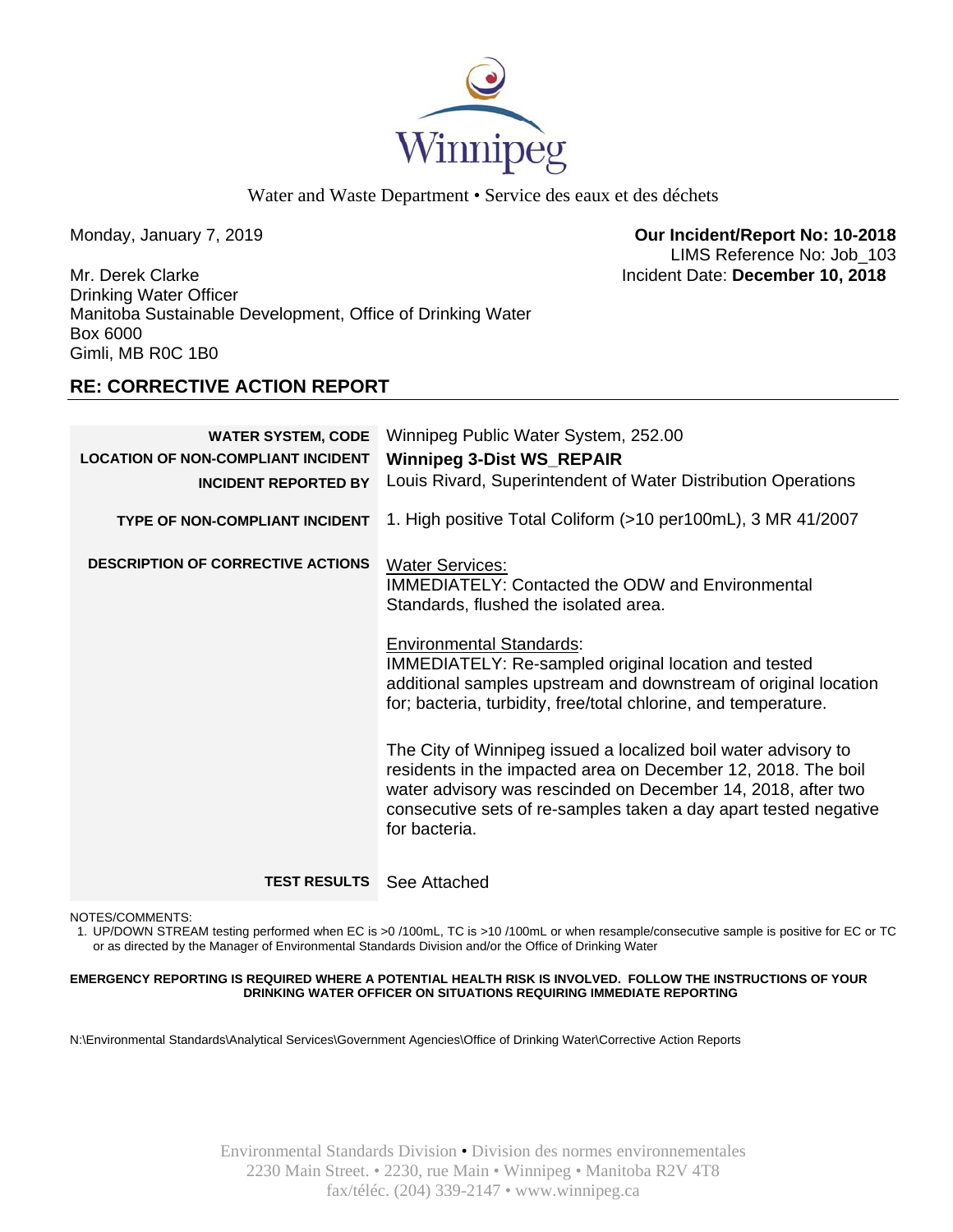Water and Waste Department • Service des eaux et des déchets

Monday, January 7, 2019

**Our Incident/Report No: 10-2018**
LIMS Reference No: Job_103
Incident Date: **December 10, 2018**

Mr. Derek Clarke
Drinking Water Officer
Manitoba Sustainable Development, Office of Drinking Water
Box 6000
Gimli, MB R0C 1B0

## RE: CORRECTIVE ACTION REPORT

| | |
|---|---|
| **WATER SYSTEM, CODE** | Winnipeg Public Water System, 252.00 |
| **LOCATION OF NON-COMPLIANT INCIDENT** | **Winnipeg 3-Dist WS_REPAIR** |
| **INCIDENT REPORTED BY** | Louis Rivard, Superintendent of Water Distribution Operations |
| **TYPE OF NON-COMPLIANT INCIDENT** | 1. High positive Total Coliform (>10 per100mL), 3 MR 41/2007 |
| **DESCRIPTION OF CORRECTIVE ACTIONS** | Water Services:<br>IMMEDIATELY: Contacted the ODW and Environmental Standards, flushed the isolated area.<br><br>Environmental Standards:<br>IMMEDIATELY: Re-sampled original location and tested additional samples upstream and downstream of original location for; bacteria, turbidity, free/total chlorine, and temperature.<br><br>The City of Winnipeg issued a localized boil water advisory to residents in the impacted area on December 12, 2018. The boil water advisory was rescinded on December 14, 2018, after two consecutive sets of re-samples taken a day apart tested negative for bacteria. |
| **TEST RESULTS** | See Attached |

NOTES/COMMENTS:

1. UP/DOWN STREAM testing performed when EC is >0 /100mL, TC is >10 /100mL or when resample/consecutive sample is positive for EC or TC or as directed by the Manager of Environmental Standards Division and/or the Office of Drinking Water

**EMERGENCY REPORTING IS REQUIRED WHERE A POTENTIAL HEALTH RISK IS INVOLVED. FOLLOW THE INSTRUCTIONS OF YOUR DRINKING WATER OFFICER ON SITUATIONS REQUIRING IMMEDIATE REPORTING**

N:\Environmental Standards\Analytical Services\Government Agencies\Office of Drinking Water\Corrective Action Reports

Environmental Standards Division • Division des normes environnementales
2230 Main Street. • 2230, rue Main • Winnipeg • Manitoba R2V 4T8
fax/téléc. (204) 339-2147 • www.winnipeg.ca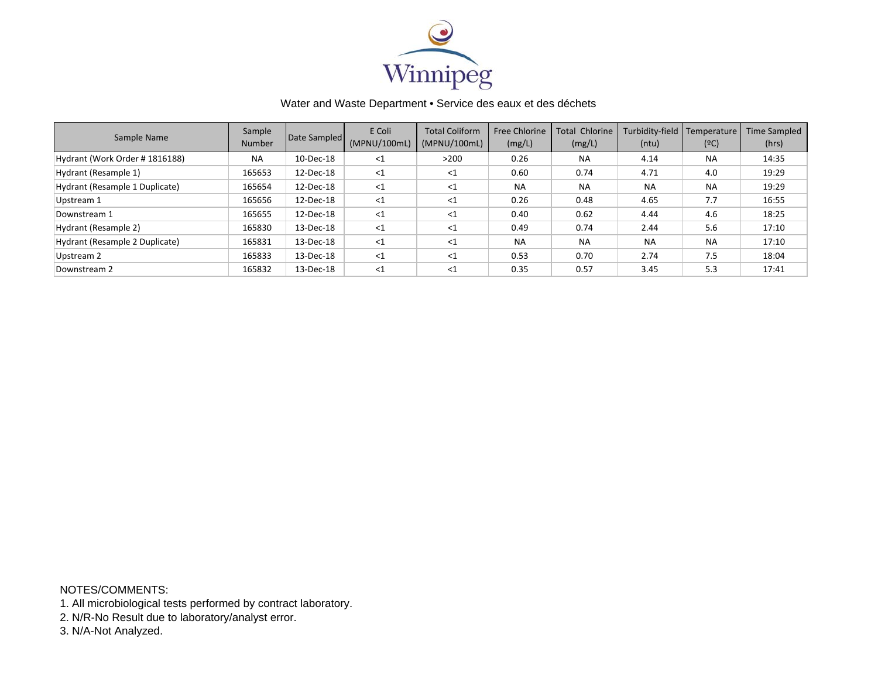Winnipeg

Water and Waste Department • Service des eaux et des déchets

| Sample Name | Sample Number | Date Sampled | E Coli (MPNU/100mL) | Total Coliform (MPNU/100mL) | Free Chlorine (mg/L) | Total Chlorine (mg/L) | Turbidity-field (ntu) | Temperature (ºC) | Time Sampled (hrs) |
|---|---|---|---|---|---|---|---|---|---|
| Hydrant (Work Order # 1816188) | NA | 10-Dec-18 | <1 | >200 | 0.26 | NA | 4.14 | NA | 14:35 |
| Hydrant (Resample 1) | 165653 | 12-Dec-18 | <1 | <1 | 0.60 | 0.74 | 4.71 | 4.0 | 19:29 |
| Hydrant (Resample 1 Duplicate) | 165654 | 12-Dec-18 | <1 | <1 | NA | NA | NA | NA | 19:29 |
| Upstream 1 | 165656 | 12-Dec-18 | <1 | <1 | 0.26 | 0.48 | 4.65 | 7.7 | 16:55 |
| Downstream 1 | 165655 | 12-Dec-18 | <1 | <1 | 0.40 | 0.62 | 4.44 | 4.6 | 18:25 |
| Hydrant (Resample 2) | 165830 | 13-Dec-18 | <1 | <1 | 0.49 | 0.74 | 2.44 | 5.6 | 17:10 |
| Hydrant (Resample 2 Duplicate) | 165831 | 13-Dec-18 | <1 | <1 | NA | NA | NA | NA | 17:10 |
| Upstream 2 | 165833 | 13-Dec-18 | <1 | <1 | 0.53 | 0.70 | 2.74 | 7.5 | 18:04 |
| Downstream 2 | 165832 | 13-Dec-18 | <1 | <1 | 0.35 | 0.57 | 3.45 | 5.3 | 17:41 |

NOTES/COMMENTS:

1. All microbiological tests performed by contract laboratory.
2. N/R-No Result due to laboratory/analyst error.
3. N/A-Not Analyzed.